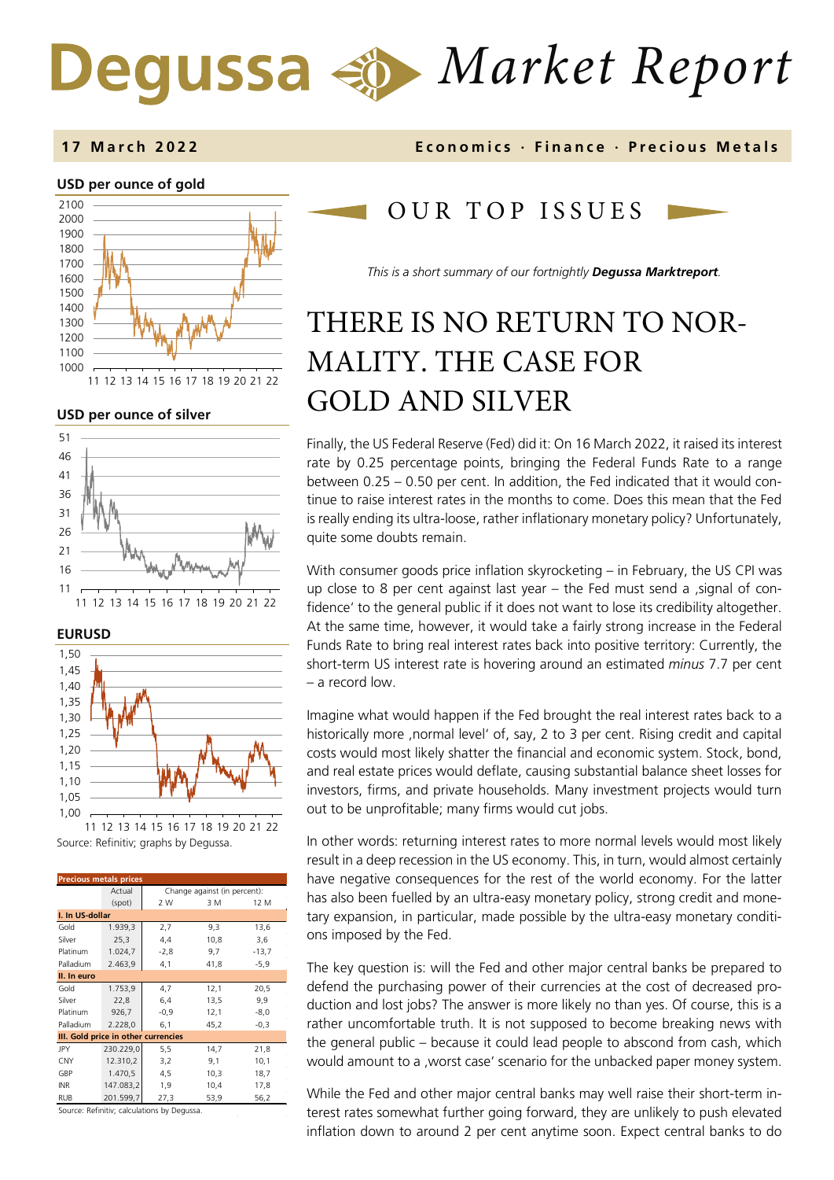# Degussa Market Report

**17 March 2022** — **Economics · Finance · Precious Metals**

**USD per ounce of gold**

**USD per ounce of silver**

**EURUSD**

Source: Refinitiv; graphs by Degussa.

| Precious metals prices | Actual (spot) | Change against (in percent): 2 W | 3 M | 12 M |
|---|---|---|---|---|
| **I. In US-dollar** | | | | |
| Gold | 1.939,3 | 2,7 | 9,3 | 13,6 |
| Silver | 25,3 | 4,4 | 10,8 | 3,6 |
| Platinum | 1.024,7 | -2,8 | 9,7 | -13,7 |
| Palladium | 2.463,9 | 4,1 | 41,8 | -5,9 |
| **II. In euro** | | | | |
| Gold | 1.753,9 | 4,7 | 12,1 | 20,5 |
| Silver | 22,8 | 6,4 | 13,5 | 9,9 |
| Platinum | 926,7 | -0,9 | 12,1 | -8,0 |
| Palladium | 2.228,0 | 6,1 | 45,2 | -0,3 |
| **III. Gold price in other currencies** | | | | |
| JPY | 230.229,0 | 5,5 | 14,7 | 21,8 |
| CNY | 12.310,2 | 3,2 | 9,1 | 10,1 |
| GBP | 1.470,5 | 4,5 | 10,3 | 18,7 |
| INR | 147.083,2 | 1,9 | 10,4 | 17,8 |
| RUB | 201.599,7 | 27,3 | 53,9 | 56,2 |

Source: Refinitiv; calculations by Degussa.

## OUR TOP ISSUES

*This is a short summary of our fortnightly **Degussa Marktreport**.*

# THERE IS NO RETURN TO NORMALITY. THE CASE FOR GOLD AND SILVER

Finally, the US Federal Reserve (Fed) did it: On 16 March 2022, it raised its interest rate by 0.25 percentage points, bringing the Federal Funds Rate to a range between 0.25 – 0.50 per cent. In addition, the Fed indicated that it would continue to raise interest rates in the months to come. Does this mean that the Fed is really ending its ultra-loose, rather inflationary monetary policy? Unfortunately, quite some doubts remain.

With consumer goods price inflation skyrocketing – in February, the US CPI was up close to 8 per cent against last year – the Fed must send a ‚signal of confidence' to the general public if it does not want to lose its credibility altogether. At the same time, however, it would take a fairly strong increase in the Federal Funds Rate to bring real interest rates back into positive territory: Currently, the short-term US interest rate is hovering around an estimated *minus* 7.7 per cent – a record low.

Imagine what would happen if the Fed brought the real interest rates back to a historically more ‚normal level' of, say, 2 to 3 per cent. Rising credit and capital costs would most likely shatter the financial and economic system. Stock, bond, and real estate prices would deflate, causing substantial balance sheet losses for investors, firms, and private households. Many investment projects would turn out to be unprofitable; many firms would cut jobs.

In other words: returning interest rates to more normal levels would most likely result in a deep recession in the US economy. This, in turn, would almost certainly have negative consequences for the rest of the world economy. For the latter has also been fuelled by an ultra-easy monetary policy, strong credit and monetary expansion, in particular, made possible by the ultra-easy monetary conditions imposed by the Fed.

The key question is: will the Fed and other major central banks be prepared to defend the purchasing power of their currencies at the cost of decreased production and lost jobs? The answer is more likely no than yes. Of course, this is a rather uncomfortable truth. It is not supposed to become breaking news with the general public – because it could lead people to abscond from cash, which would amount to a ‚worst case' scenario for the unbacked paper money system.

While the Fed and other major central banks may well raise their short-term interest rates somewhat further going forward, they are unlikely to push elevated inflation down to around 2 per cent anytime soon. Expect central banks to do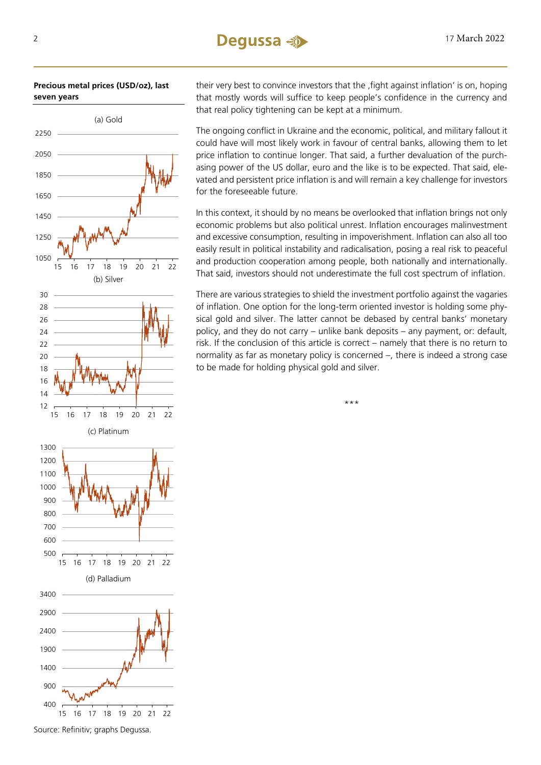**Precious metal prices (USD/oz), last seven years**

(a) Gold

(b) Silver

(c) Platinum

(d) Palladium

Source: Refinitiv; graphs Degussa.

their very best to convince investors that the ‚fight against inflation' is on, hoping that mostly words will suffice to keep people's confidence in the currency and that real policy tightening can be kept at a minimum.

The ongoing conflict in Ukraine and the economic, political, and military fallout it could have will most likely work in favour of central banks, allowing them to let price inflation to continue longer. That said, a further devaluation of the purchasing power of the US dollar, euro and the like is to be expected. That said, elevated and persistent price inflation is and will remain a key challenge for investors for the foreseeable future.

In this context, it should by no means be overlooked that inflation brings not only economic problems but also political unrest. Inflation encourages malinvestment and excessive consumption, resulting in impoverishment. Inflation can also all too easily result in political instability and radicalisation, posing a real risk to peaceful and production cooperation among people, both nationally and internationally. That said, investors should not underestimate the full cost spectrum of inflation.

There are various strategies to shield the investment portfolio against the vagaries of inflation. One option for the long-term oriented investor is holding some physical gold and silver. The latter cannot be debased by central banks' monetary policy, and they do not carry – unlike bank deposits – any payment, or: default, risk. If the conclusion of this article is correct – namely that there is no return to normality as far as monetary policy is concerned –, there is indeed a strong case to be made for holding physical gold and silver.

\*\*\*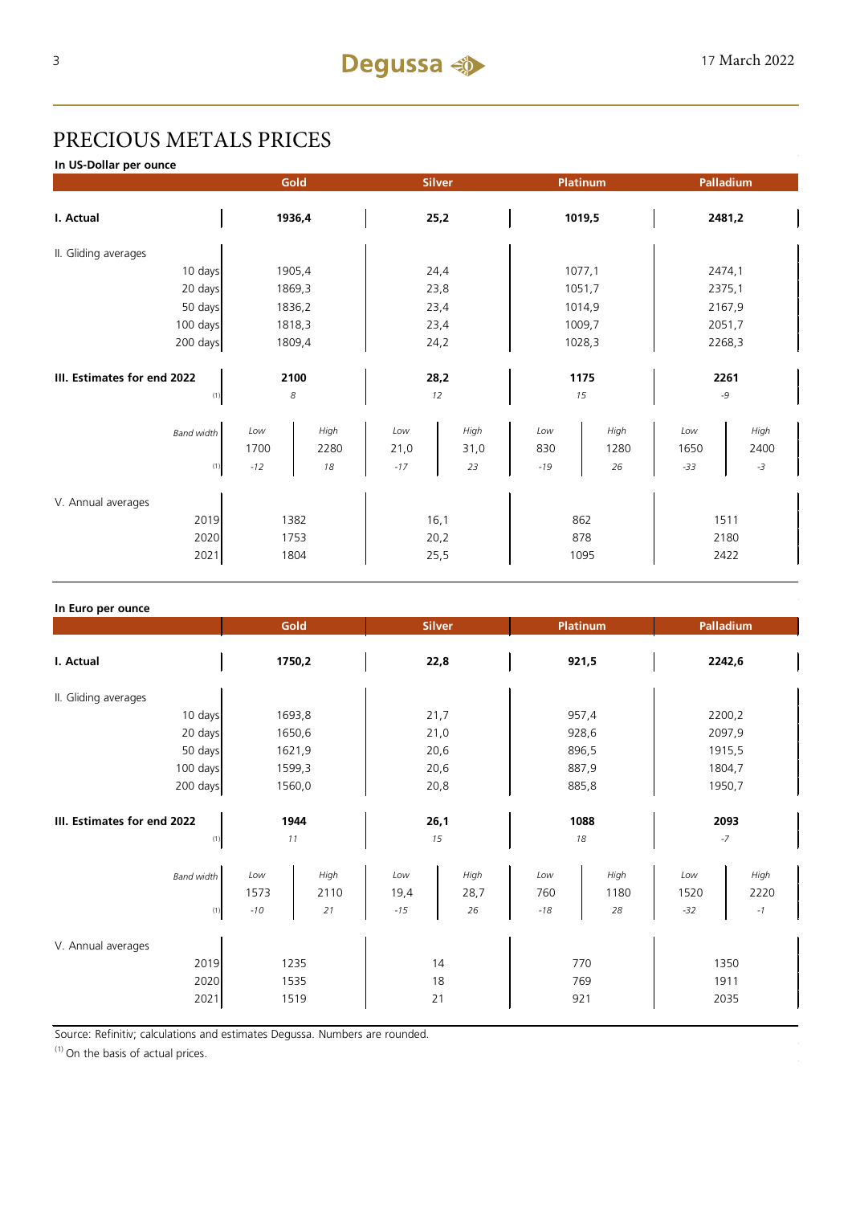# PRECIOUS METALS PRICES

**In US-Dollar per ounce**

| | Gold | | Silver | | Platinum | | Palladium | |
|---|---|---|---|---|---|---|---|---|
| **I. Actual** | **1936,4** | | **25,2** | | **1019,5** | | **2481,2** | |
| II. Gliding averages | | | | | | | | |
| 10 days | 1905,4 | | 24,4 | | 1077,1 | | 2474,1 | |
| 20 days | 1869,3 | | 23,8 | | 1051,7 | | 2375,1 | |
| 50 days | 1836,2 | | 23,4 | | 1014,9 | | 2167,9 | |
| 100 days | 1818,3 | | 23,4 | | 1009,7 | | 2051,7 | |
| 200 days | 1809,4 | | 24,2 | | 1028,3 | | 2268,3 | |
| **III. Estimates for end 2022** | **2100** | | **28,2** | | **1175** | | **2261** | |
| (1) | *8* | | *12* | | *15* | | *-9* | |
| *Band width* | *Low* | *High* | *Low* | *High* | *Low* | *High* | *Low* | *High* |
| | 1700 | 2280 | 21,0 | 31,0 | 830 | 1280 | 1650 | 2400 |
| (1) | *-12* | *18* | *-17* | *23* | *-19* | *26* | *-33* | *-3* |
| V. Annual averages | | | | | | | | |
| 2019 | 1382 | | 16,1 | | 862 | | 1511 | |
| 2020 | 1753 | | 20,2 | | 878 | | 2180 | |
| 2021 | 1804 | | 25,5 | | 1095 | | 2422 | |

**In Euro per ounce**

| | Gold | | Silver | | Platinum | | Palladium | |
|---|---|---|---|---|---|---|---|---|
| **I. Actual** | **1750,2** | | **22,8** | | **921,5** | | **2242,6** | |
| II. Gliding averages | | | | | | | | |
| 10 days | 1693,8 | | 21,7 | | 957,4 | | 2200,2 | |
| 20 days | 1650,6 | | 21,0 | | 928,6 | | 2097,9 | |
| 50 days | 1621,9 | | 20,6 | | 896,5 | | 1915,5 | |
| 100 days | 1599,3 | | 20,6 | | 887,9 | | 1804,7 | |
| 200 days | 1560,0 | | 20,8 | | 885,8 | | 1950,7 | |
| **III. Estimates for end 2022** | **1944** | | **26,1** | | **1088** | | **2093** | |
| (1) | *11* | | *15* | | *18* | | *-7* | |
| *Band width* | *Low* | *High* | *Low* | *High* | *Low* | *High* | *Low* | *High* |
| | 1573 | 2110 | 19,4 | 28,7 | 760 | 1180 | 1520 | 2220 |
| (1) | *-10* | *21* | *-15* | *26* | *-18* | *28* | *-32* | *-1* |
| V. Annual averages | | | | | | | | |
| 2019 | 1235 | | 14 | | 770 | | 1350 | |
| 2020 | 1535 | | 18 | | 769 | | 1911 | |
| 2021 | 1519 | | 21 | | 921 | | 2035 | |

Source: Refinitiv; calculations and estimates Degussa. Numbers are rounded.

(1) On the basis of actual prices.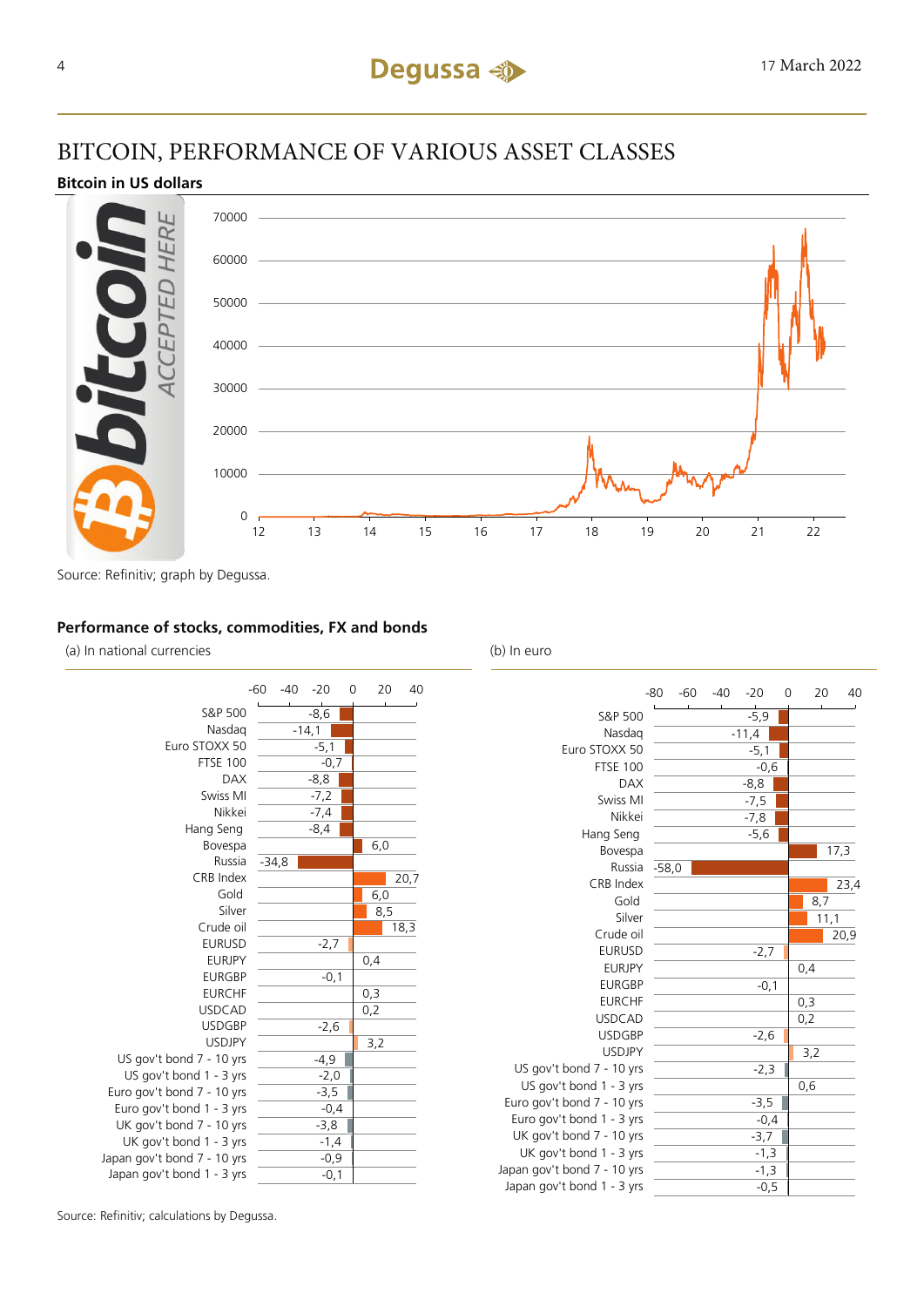# BITCOIN, PERFORMANCE OF VARIOUS ASSET CLASSES

**Bitcoin in US dollars**

Source: Refinitiv; graph by Degussa.

**Performance of stocks, commodities, FX and bonds**

| | (a) In national currencies | (b) In euro |
|---|---|---|
| S&P 500 | -8,6 | -5,9 |
| Nasdaq | -14,1 | -11,4 |
| Euro STOXX 50 | -5,1 | -5,1 |
| FTSE 100 | -0,7 | -0,6 |
| DAX | -8,8 | -8,8 |
| Swiss MI | -7,2 | -7,5 |
| Nikkei | -7,4 | -7,8 |
| Hang Seng | -8,4 | -5,6 |
| Bovespa | 6,0 | 17,3 |
| Russia | -34,8 | -58,0 |
| CRB Index | 20,7 | 23,4 |
| Gold | 6,0 | 8,7 |
| Silver | 8,5 | 11,1 |
| Crude oil | 18,3 | 20,9 |
| EURUSD | -2,7 | -2,7 |
| EURJPY | 0,4 | 0,4 |
| EURGBP | -0,1 | -0,1 |
| EURCHF | 0,3 | 0,3 |
| USDCAD | 0,2 | 0,2 |
| USDGBP | -2,6 | -2,6 |
| USDJPY | 3,2 | 3,2 |
| US gov't bond 7 - 10 yrs | -4,9 | -2,3 |
| US gov't bond 1 - 3 yrs | -2,0 | 0,6 |
| Euro gov't bond 7 - 10 yrs | -3,5 | -3,5 |
| Euro gov't bond 1 - 3 yrs | -0,4 | -0,4 |
| UK gov't bond 7 - 10 yrs | -3,8 | -3,7 |
| UK gov't bond 1 - 3 yrs | -1,4 | -1,3 |
| Japan gov't bond 7 - 10 yrs | -0,9 | -1,3 |
| Japan gov't bond 1 - 3 yrs | -0,1 | -0,5 |

Source: Refinitiv; calculations by Degussa.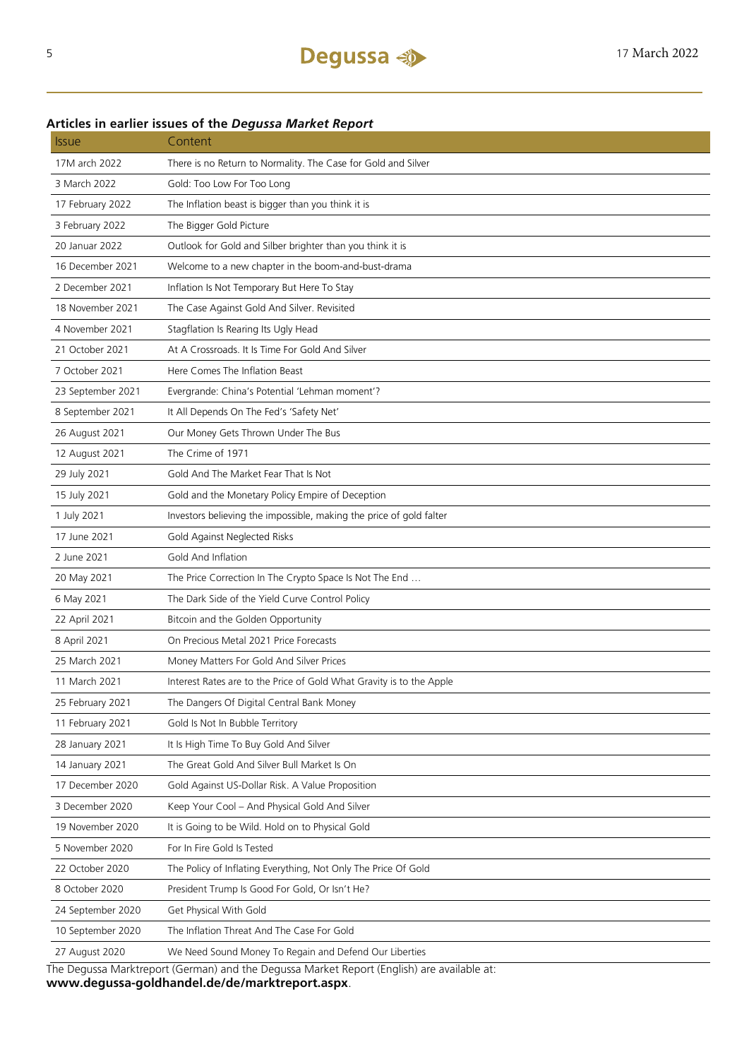## Articles in earlier issues of the *Degussa Market Report*

| Issue | Content |
|---|---|
| 17M arch 2022 | There is no Return to Normality. The Case for Gold and Silver |
| 3 March 2022 | Gold: Too Low For Too Long |
| 17 February 2022 | The Inflation beast is bigger than you think it is |
| 3 February 2022 | The Bigger Gold Picture |
| 20 Januar 2022 | Outlook for Gold and Silber brighter than you think it is |
| 16 December 2021 | Welcome to a new chapter in the boom-and-bust-drama |
| 2 December 2021 | Inflation Is Not Temporary But Here To Stay |
| 18 November 2021 | The Case Against Gold And Silver. Revisited |
| 4 November 2021 | Stagflation Is Rearing Its Ugly Head |
| 21 October 2021 | At A Crossroads. It Is Time For Gold And Silver |
| 7 October 2021 | Here Comes The Inflation Beast |
| 23 September 2021 | Evergrande: China's Potential 'Lehman moment'? |
| 8 September 2021 | It All Depends On The Fed's 'Safety Net' |
| 26 August 2021 | Our Money Gets Thrown Under The Bus |
| 12 August 2021 | The Crime of 1971 |
| 29 July 2021 | Gold And The Market Fear That Is Not |
| 15 July 2021 | Gold and the Monetary Policy Empire of Deception |
| 1 July 2021 | Investors believing the impossible, making the price of gold falter |
| 17 June 2021 | Gold Against Neglected Risks |
| 2 June 2021 | Gold And Inflation |
| 20 May 2021 | The Price Correction In The Crypto Space Is Not The End … |
| 6 May 2021 | The Dark Side of the Yield Curve Control Policy |
| 22 April 2021 | Bitcoin and the Golden Opportunity |
| 8 April 2021 | On Precious Metal 2021 Price Forecasts |
| 25 March 2021 | Money Matters For Gold And Silver Prices |
| 11 March 2021 | Interest Rates are to the Price of Gold What Gravity is to the Apple |
| 25 February 2021 | The Dangers Of Digital Central Bank Money |
| 11 February 2021 | Gold Is Not In Bubble Territory |
| 28 January 2021 | It Is High Time To Buy Gold And Silver |
| 14 January 2021 | The Great Gold And Silver Bull Market Is On |
| 17 December 2020 | Gold Against US-Dollar Risk. A Value Proposition |
| 3 December 2020 | Keep Your Cool – And Physical Gold And Silver |
| 19 November 2020 | It is Going to be Wild. Hold on to Physical Gold |
| 5 November 2020 | For In Fire Gold Is Tested |
| 22 October 2020 | The Policy of Inflating Everything, Not Only The Price Of Gold |
| 8 October 2020 | President Trump Is Good For Gold, Or Isn't He? |
| 24 September 2020 | Get Physical With Gold |
| 10 September 2020 | The Inflation Threat And The Case For Gold |
| 27 August 2020 | We Need Sound Money To Regain and Defend Our Liberties |

The Degussa Marktreport (German) and the Degussa Market Report (English) are available at:
**www.degussa-goldhandel.de/de/marktreport.aspx**.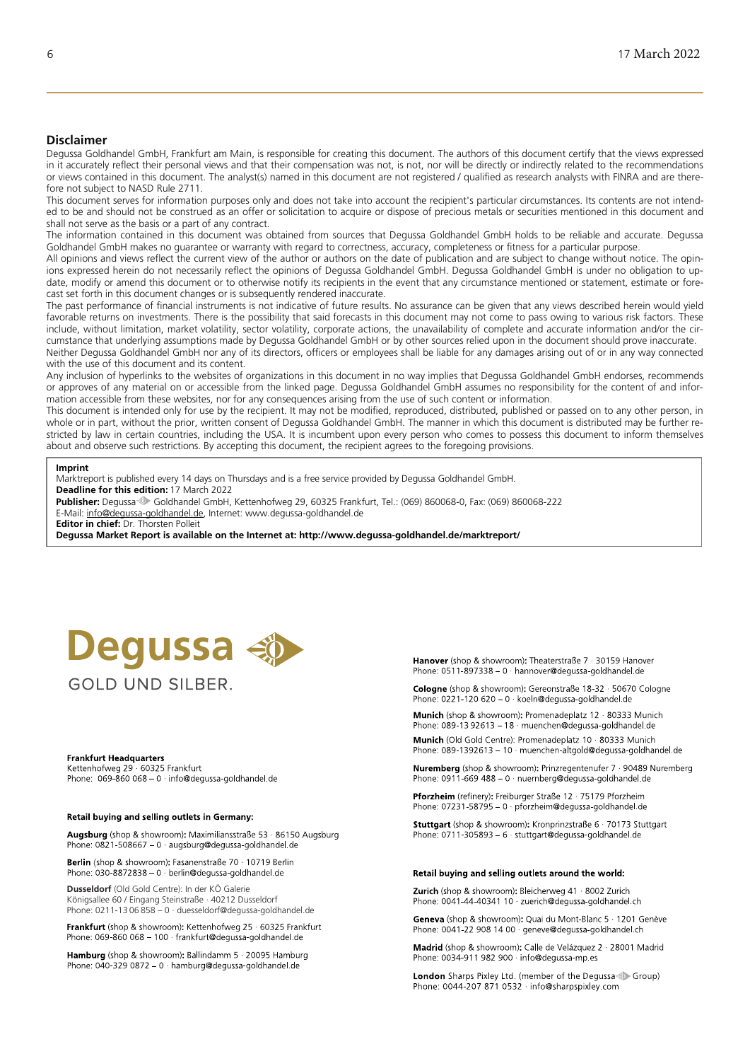## Disclaimer

Degussa Goldhandel GmbH, Frankfurt am Main, is responsible for creating this document. The authors of this document certify that the views expressed in it accurately reflect their personal views and that their compensation was not, is not, nor will be directly or indirectly related to the recommendations or views contained in this document. The analyst(s) named in this document are not registered / qualified as research analysts with FINRA and are therefore not subject to NASD Rule 2711.

This document serves for information purposes only and does not take into account the recipient's particular circumstances. Its contents are not intended to be and should not be construed as an offer or solicitation to acquire or dispose of precious metals or securities mentioned in this document and shall not serve as the basis or a part of any contract.

The information contained in this document was obtained from sources that Degussa Goldhandel GmbH holds to be reliable and accurate. Degussa Goldhandel GmbH makes no guarantee or warranty with regard to correctness, accuracy, completeness or fitness for a particular purpose.

All opinions and views reflect the current view of the author or authors on the date of publication and are subject to change without notice. The opinions expressed herein do not necessarily reflect the opinions of Degussa Goldhandel GmbH. Degussa Goldhandel GmbH is under no obligation to update, modify or amend this document or to otherwise notify its recipients in the event that any circumstance mentioned or statement, estimate or forecast set forth in this document changes or is subsequently rendered inaccurate.

The past performance of financial instruments is not indicative of future results. No assurance can be given that any views described herein would yield favorable returns on investments. There is the possibility that said forecasts in this document may not come to pass owing to various risk factors. These include, without limitation, market volatility, sector volatility, corporate actions, the unavailability of complete and accurate information and/or the circumstance that underlying assumptions made by Degussa Goldhandel GmbH or by other sources relied upon in the document should prove inaccurate.

Neither Degussa Goldhandel GmbH nor any of its directors, officers or employees shall be liable for any damages arising out of or in any way connected with the use of this document and its content.

Any inclusion of hyperlinks to the websites of organizations in this document in no way implies that Degussa Goldhandel GmbH endorses, recommends or approves of any material on or accessible from the linked page. Degussa Goldhandel GmbH assumes no responsibility for the content of and information accessible from these websites, nor for any consequences arising from the use of such content or information.

This document is intended only for use by the recipient. It may not be modified, reproduced, distributed, published or passed on to any other person, in whole or in part, without the prior, written consent of Degussa Goldhandel GmbH. The manner in which this document is distributed may be further restricted by law in certain countries, including the USA. It is incumbent upon every person who comes to possess this document to inform themselves about and observe such restrictions. By accepting this document, the recipient agrees to the foregoing provisions.

**Imprint**

Marktreport is published every 14 days on Thursdays and is a free service provided by Degussa Goldhandel GmbH.

**Deadline for this edition:** 17 March 2022

**Publisher:** Degussa Goldhandel GmbH, Kettenhofweg 29, 60325 Frankfurt, Tel.: (069) 860068-0, Fax: (069) 860068-222

E-Mail: info@degussa-goldhandel.de, Internet: www.degussa-goldhandel.de

**Editor in chief:** Dr. Thorsten Polleit

**Degussa Market Report is available on the Internet at: http://www.degussa-goldhandel.de/marktreport/**

Degussa

GOLD UND SILBER.

**Frankfurt Headquarters**
Kettenhofweg 29 · 60325 Frankfurt
Phone: 069-860 068 – 0 · info@degussa-goldhandel.de

**Retail buying and selling outlets in Germany:**

**Augsburg** (shop & showroom): Maximiliansstraße 53 · 86150 Augsburg
Phone: 0821-508667 – 0 · augsburg@degussa-goldhandel.de

**Berlin** (shop & showroom): Fasanenstraße 70 · 10719 Berlin
Phone: 030-8872838 – 0 · berlin@degussa-goldhandel.de

**Dusseldorf** (Old Gold Centre): In der KÖ Galerie
Königsallee 60 / Eingang Steinstraße · 40212 Dusseldorf
Phone: 0211-13 06 858 – 0 · duesseldorf@degussa-goldhandel.de

**Frankfurt** (shop & showroom): Kettenhofweg 25 · 60325 Frankfurt
Phone: 069-860 068 – 100 · frankfurt@degussa-goldhandel.de

**Hamburg** (shop & showroom): Ballindamm 5 · 20095 Hamburg
Phone: 040-329 0872 – 0 · hamburg@degussa-goldhandel.de

**Hanover** (shop & showroom): Theaterstraße 7 · 30159 Hanover
Phone: 0511-897338 – 0 · hannover@degussa-goldhandel.de

**Cologne** (shop & showroom): Gereonstraße 18-32 · 50670 Cologne
Phone: 0221-120 620 – 0 · koeln@degussa-goldhandel.de

**Munich** (shop & showroom): Promenadeplatz 12 · 80333 Munich
Phone: 089-13 92613 – 18 · muenchen@degussa-goldhandel.de

**Munich** (Old Gold Centre): Promenadeplatz 10 · 80333 Munich
Phone: 089-1392613 – 10 · muenchen-altgold@degussa-goldhandel.de

**Nuremberg** (shop & showroom): Prinzregentenufer 7 · 90489 Nuremberg
Phone: 0911-669 488 – 0 · nuernberg@degussa-goldhandel.de

**Pforzheim** (refinery): Freiburger Straße 12 · 75179 Pforzheim
Phone: 07231-58795 – 0 · pforzheim@degussa-goldhandel.de

**Stuttgart** (shop & showroom): Kronprinzstraße 6 · 70173 Stuttgart
Phone: 0711-305893 – 6 · stuttgart@degussa-goldhandel.de

**Retail buying and selling outlets around the world:**

**Zurich** (shop & showroom): Bleicherweg 41 · 8002 Zurich
Phone: 0041-44-40341 10 · zuerich@degussa-goldhandel.ch

**Geneva** (shop & showroom): Quai du Mont-Blanc 5 · 1201 Genève
Phone: 0041-22 908 14 00 · geneve@degussa-goldhandel.ch

**Madrid** (shop & showroom): Calle de Velázquez 2 · 28001 Madrid
Phone: 0034-911 982 900 · info@degussa-mp.es

**London** Sharps Pixley Ltd. (member of the Degussa Group)
Phone: 0044-207 871 0532 · info@sharpspixley.com